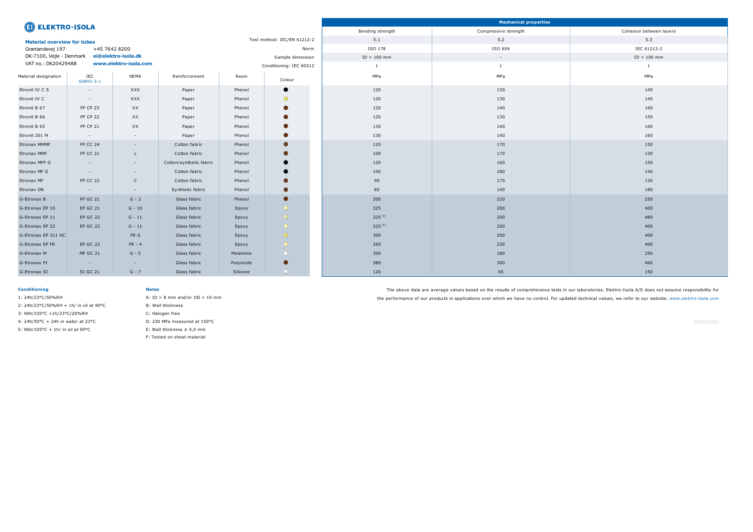# ELEKTRO-ISOLA

**Material overview for tubes**

Grønlandsvej 197 +45 7642 8200
DK-7100, Vejle - Denmark **ei@elektro-isola.dk**
VAT no.: DK20429488 **www.elektro-isola.com**

| | | | | | | Mechanical properties | | |
|---|---|---|---|---|---|---|---|---|
| | | | | | | Bending strength | Compressive strength | Cohesion between layers |
| | | | | | Test method: IEC/EN 61212-2 | 5.1 | 5.2 | 5.3 |
| | | | | | Norm | ISO 178 | ISO 604 | IEC 61212-2 |
| | | | | | Sample dimension | ID > 100 mm | - | ID < 100 mm |
| | | | | | Conditioning: IEC 60212 | 1 | 1 | 1 |
| Material designation | IEC 60893-3-1 | NEMA | Reinforcement | Resin | Colour | MPa | MPa | MPa |
| Etronit IV C S | - | XXX | Paper | Phenol | ● | 120 | 130 | 145 |
| Etronit IV C | - | XXX | Paper | Phenol | ● | 120 | 130 | 145 |
| Etronit B 67 | PF CP 23 | XX | Paper | Phenol | ● | 120 | 140 | 160 |
| Etronit B 66 | PF CP 22 | XX | Paper | Phenol | ● | 120 | 130 | 150 |
| Etronit B 65 | PF CP 21 | XX | Paper | Phenol | ● | 130 | 140 | 160 |
| Etronit 201 M | - | - | Paper | Phenol | ● | 130 | 140 | 160 |
| Etronax MMMF | PF CC 24 | - | Cotton fabric | Phenol | ● | 120 | 170 | 150 |
| Etronax MMF | PF CC 21 | L | Cotton fabric | Phenol | ● | 100 | 170 | 130 |
| Etronax MFP G | - | - | Cotton/synthetic fabric | Phenol | ● | 120 | 160 | 150 |
| Etronax MF G | - | - | Cotton fabric | Phenol | ● | 100 | 180 | 140 |
| Etronax MF | PF CC 22 | C | Cotton fabric | Phenol | ● | 90 | 170 | 130 |
| Etronax DN | - | - | Synthetic fabric | Phenol | ● | 85 | 140 | 180 |
| G-Etronax B | PF GC 21 | G - 3 | Glass fabric | Phenol | ● | 300 | 220 | 250 |
| G-Etronax EP 10 | EP GC 21 | G - 10 | Glass fabric | Epoxy | ● | 325 | 200 | 400 |
| G-Etronax EP 11 | EP GC 22 | G - 11 | Glass fabric | Epoxy | ● | 325 (D) | 200 | 480 |
| G-Etronax EP 22 | EP GC 22 | G - 11 | Glass fabric | Epoxy | ● | 325 (D) | 200 | 400 |
| G-Etronax EP 311 HC | | FR-5 | Glass fabric | Epoxy | ● | 300 | 200 | 400 |
| G-Etronax EP FR | EP GC 23 | FR - 4 | Glass fabric | Epoxy | ● | 350 | 230 | 400 |
| G-Etronax M | MF GC 21 | G - 5 | Glass fabric | Melamine | ○ | 300 | 180 | 250 |
| G-Etronax PI | - | - | Glass fabric | Polyimide | ● | 380 | 300 | 460 |
| G-Etronax SI | SI GC 21 | G - 7 | Glass fabric | Silicone | ○ | 120 | 65 | 150 |

**Conditioning**

1: 24h/23°C/50%RH
2: 24h/23°C/50%RH + 1h/ in oil at 90°C
3: 96h/105°C +1h/23°C/20%RH
4: 24h/50°C + 24h in water at 23°C
5: 96h/105°C + 1h/ in oil at 90°C

**Notes**

A: ID > 8 mm and/or OD > 10 mm
B: Wall thickness
C: Halogen free
D: 230 MPa measured at 150°C
E: Wall thickness ≥ 4,0 mm
F: Tested on sheet material

The above data are average values based on the results of comprehensive tests in our laboratories. Elektro-Isola A/S does not assume responsibility for the performance of our products in applications over which we have no control. For updated technical values, we refer to our website: www.elektro-isola.com

03/07/2022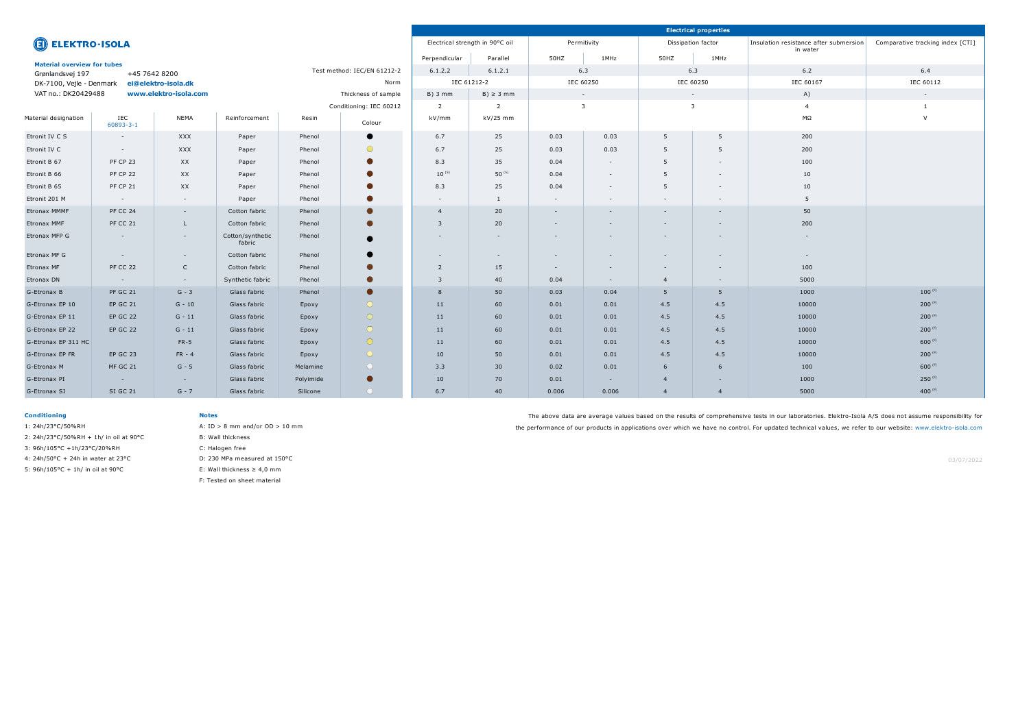# ELEKTRO-ISOLA

**Material overview for tubes**

Grønlandsvej 197 +45 7642 8200
DK-7100, Vejle - Denmark ei@elektro-isola.dk
VAT no.: DK20429488 www.elektro-isola.com

| Material designation | IEC 60893-3-1 | NEMA | Reinforcement | Resin | Colour | Electrical strength in 90°C oil | | Permitivity | | Dissipation factor | | Insulation resistance after submersion in water | Comparative tracking index [CTI] |
|---|---|---|---|---|---|---|---|---|---|---|---|---|---|
| | | | | | | Perpendicular | Parallel | 50HZ | 1MHz | 50HZ | 1MHz | | |
| | | | | | Test method: IEC/EN 61212-2 | 6.1.2.2 | 6.1.2.1 | 6.3 | | 6.3 | | 6.2 | 6.4 |
| | | | | | Norm | IEC 61212-2 | | IEC 60250 | | IEC 60250 | | IEC 60167 | IEC 60112 |
| | | | | | Thickness of sample | B) 3 mm | B) ≥ 3 mm | - | | - | | A) | - |
| | | | | | Conditioning: IEC 60212 | 2 | 2 | 3 | | 3 | | 4 | 1 |
| | | | | | | kV/mm | kV/25 mm | | | | | MΩ | V |
| Etronit IV C S | - | XXX | Paper | Phenol | ● | 6.7 | 25 | 0.03 | 0.03 | 5 | 5 | 200 | |
| Etronit IV C | - | XXX | Paper | Phenol | ● | 6.7 | 25 | 0.03 | 0.03 | 5 | 5 | 200 | |
| Etronit B 67 | PF CP 23 | XX | Paper | Phenol | ● | 8.3 | 35 | 0.04 | - | 5 | - | 100 | |
| Etronit B 66 | PF CP 22 | XX | Paper | Phenol | ● | 10 [5] | 50 [5] | 0.04 | - | 5 | - | 10 | |
| Etronit B 65 | PF CP 21 | XX | Paper | Phenol | ● | 8.3 | 25 | 0.04 | - | 5 | - | 10 | |
| Etronit 201 M | - | - | Paper | Phenol | ● | - | 1 | - | - | - | - | 5 | |
| Etronax MMMF | PF CC 24 | - | Cotton fabric | Phenol | ● | 4 | 20 | - | - | - | - | 50 | |
| Etronax MMF | PF CC 21 | L | Cotton fabric | Phenol | ● | 3 | 20 | - | - | - | - | 200 | |
| Etronax MFP G | - | - | Cotton/synthetic fabric | Phenol | ● | - | - | - | - | - | - | - | |
| Etronax MF G | - | - | Cotton fabric | Phenol | ● | - | - | - | - | - | - | - | |
| Etronax MF | PF CC 22 | C | Cotton fabric | Phenol | ● | 2 | 15 | - | - | - | - | 100 | |
| Etronax DN | - | - | Synthetic fabric | Phenol | ● | 3 | 40 | 0.04 | - | 4 | - | 5000 | |
| G-Etronax B | PF GC 21 | G - 3 | Glass fabric | Phenol | ● | 8 | 50 | 0.03 | 0.04 | 5 | 5 | 1000 | 100 [F] |
| G-Etronax EP 10 | EP GC 21 | G - 10 | Glass fabric | Epoxy | ○ | 11 | 60 | 0.01 | 0.01 | 4.5 | 4.5 | 10000 | 200 [F] |
| G-Etronax EP 11 | EP GC 22 | G - 11 | Glass fabric | Epoxy | ○ | 11 | 60 | 0.01 | 0.01 | 4.5 | 4.5 | 10000 | 200 [F] |
| G-Etronax EP 22 | EP GC 22 | G - 11 | Glass fabric | Epoxy | ○ | 11 | 60 | 0.01 | 0.01 | 4.5 | 4.5 | 10000 | 200 [F] |
| G-Etronax EP 311 HC | | FR-5 | Glass fabric | Epoxy | ○ | 11 | 60 | 0.01 | 0.01 | 4.5 | 4.5 | 10000 | 600 [F] |
| G-Etronax EP FR | EP GC 23 | FR - 4 | Glass fabric | Epoxy | ○ | 10 | 50 | 0.01 | 0.01 | 4.5 | 4.5 | 10000 | 200 [F] |
| G-Etronax M | MF GC 21 | G - 5 | Glass fabric | Melamine | ○ | 3.3 | 30 | 0.02 | 0.01 | 6 | 6 | 100 | 600 [F] |
| G-Etronax PI | - | - | Glass fabric | Polyimide | ● | 10 | 70 | 0.01 | - | 4 | - | 1000 | 250 [F] |
| G-Etronax SI | SI GC 21 | G - 7 | Glass fabric | Silicone | ○ | 6.7 | 40 | 0.006 | 0.006 | 4 | 4 | 5000 | 400 [F] |

**Conditioning**

1: 24h/23°C/50%RH
2: 24h/23°C/50%RH + 1h/ in oil at 90°C
3: 96h/105°C +1h/23°C/20%RH
4: 24h/50°C + 24h in water at 23°C
5: 96h/105°C + 1h/ in oil at 90°C

**Notes**

A: ID > 8 mm and/or OD > 10 mm
B: Wall thickness
C: Halogen free
D: 230 MPa measured at 150°C
E: Wall thickness ≥ 4,0 mm
F: Tested on sheet material

The above data are average values based on the results of comprehensive tests in our laboratories. Elektro-Isola A/S does not assume responsibility for the performance of our products in applications over which we have no control. For updated technical values, we refer to our website: www.elektro-isola.com

03/07/2022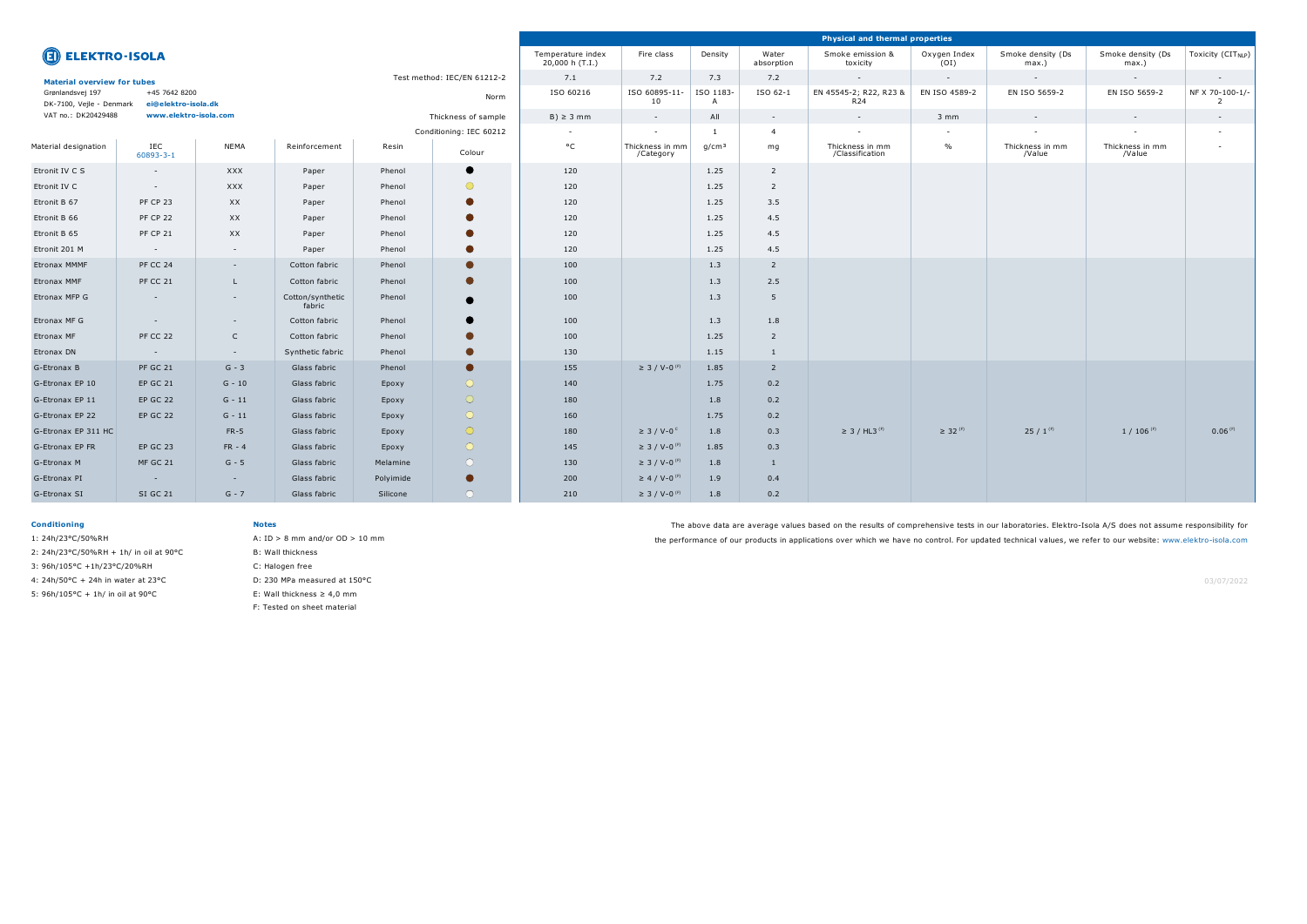# ELEKTRO-ISOLA

**Material overview for tubes**

Grønlandsvej 197 +45 7642 8200
DK-7100, Vejle - Denmark ei@elektro-isola.dk
VAT no.: DK20429488 www.elektro-isola.com

| | | | | | | Physical and thermal properties | | | | | | | | |
|---|---|---|---|---|---|---|---|---|---|---|---|---|---|---|
| | | | | | | Temperature index 20,000 h (T.I.) | Fire class | Density | Water absorption | Smoke emission & toxicity | Oxygen Index (OI) | Smoke density (Ds max.) | Smoke density (Ds max.) | Toxicity ($CIT_{NLP}$) |
| | | | | | Test method: IEC/EN 61212-2 | 7.1 | 7.2 | 7.3 | 7.2 | - | - | - | - | - |
| | | | | | Norm | ISO 60216 | ISO 60895-11-10 | ISO 1183-A | ISO 62-1 | EN 45545-2; R22, R23 & R24 | EN ISO 4589-2 | EN ISO 5659-2 | EN ISO 5659-2 | NF X 70-100-1/-2 |
| | | | | | Thickness of sample | B) ≥ 3 mm | - | All | - | - | 3 mm | - | - | - |
| | | | | | Conditioning: IEC 60212 | - | - | 1 | 4 | - | - | - | - | - |
| Material designation | IEC 60893-3-1 | NEMA | Reinforcement | Resin | Colour | °C | Thickness in mm /Category | g/cm³ | mg | Thickness in mm /Classification | % | Thickness in mm /Value | Thickness in mm /Value | - |
| Etronit IV C S | - | XXX | Paper | Phenol | ● | 120 | | 1.25 | 2 | | | | | |
| Etronit IV C | - | XXX | Paper | Phenol | ● | 120 | | 1.25 | 2 | | | | | |
| Etronit B 67 | PF CP 23 | XX | Paper | Phenol | ● | 120 | | 1.25 | 3.5 | | | | | |
| Etronit B 66 | PF CP 22 | XX | Paper | Phenol | ● | 120 | | 1.25 | 4.5 | | | | | |
| Etronit B 65 | PF CP 21 | XX | Paper | Phenol | ● | 120 | | 1.25 | 4.5 | | | | | |
| Etronit 201 M | - | - | Paper | Phenol | ● | 120 | | 1.25 | 4.5 | | | | | |
| Etronax MMMF | PF CC 24 | - | Cotton fabric | Phenol | ● | 100 | | 1.3 | 2 | | | | | |
| Etronax MMF | PF CC 21 | L | Cotton fabric | Phenol | ● | 100 | | 1.3 | 2.5 | | | | | |
| Etronax MFP G | - | - | Cotton/synthetic fabric | Phenol | ● | 100 | | 1.3 | 5 | | | | | |
| Etronax MF G | - | - | Cotton fabric | Phenol | ● | 100 | | 1.3 | 1.8 | | | | | |
| Etronax MF | PF CC 22 | C | Cotton fabric | Phenol | ● | 100 | | 1.25 | 2 | | | | | |
| Etronax DN | - | - | Synthetic fabric | Phenol | ● | 130 | | 1.15 | 1 | | | | | |
| G-Etronax B | PF GC 21 | G - 3 | Glass fabric | Phenol | ● | 155 | ≥ 3 / V-0 (F) | 1.85 | 2 | | | | | |
| G-Etronax EP 10 | EP GC 21 | G - 10 | Glass fabric | Epoxy | ○ | 140 | | 1.75 | 0.2 | | | | | |
| G-Etronax EP 11 | EP GC 22 | G - 11 | Glass fabric | Epoxy | ○ | 180 | | 1.8 | 0.2 | | | | | |
| G-Etronax EP 22 | EP GC 22 | G - 11 | Glass fabric | Epoxy | ○ | 160 | | 1.75 | 0.2 | | | | | |
| G-Etronax EP 311 HC | | FR-5 | Glass fabric | Epoxy | ○ | 180 | ≥ 3 / V-0 C | 1.8 | 0.3 | ≥ 3 / HL3 (F) | ≥ 32 (F) | 25 / 1 (F) | 1 / 106 (F) | 0.06 (F) |
| G-Etronax EP FR | EP GC 23 | FR - 4 | Glass fabric | Epoxy | ○ | 145 | ≥ 3 / V-0 (F) | 1.85 | 0.3 | | | | | |
| G-Etronax M | MF GC 21 | G - 5 | Glass fabric | Melamine | ○ | 130 | ≥ 3 / V-0 (F) | 1.8 | 1 | | | | | |
| G-Etronax PI | - | - | Glass fabric | Polyimide | ● | 200 | ≥ 4 / V-0 (F) | 1.9 | 0.4 | | | | | |
| G-Etronax SI | SI GC 21 | G - 7 | Glass fabric | Silicone | ○ | 210 | ≥ 3 / V-0 (F) | 1.8 | 0.2 | | | | | |

**Conditioning**

1: 24h/23°C/50%RH
2: 24h/23°C/50%RH + 1h/ in oil at 90°C
3: 96h/105°C +1h/23°C/20%RH
4: 24h/50°C + 24h in water at 23°C
5: 96h/105°C + 1h/ in oil at 90°C

**Notes**

A: ID > 8 mm and/or OD > 10 mm
B: Wall thickness
C: Halogen free
D: 230 MPa measured at 150°C
E: Wall thickness ≥ 4,0 mm
F: Tested on sheet material

The above data are average values based on the results of comprehensive tests in our laboratories. Elektro-Isola A/S does not assume responsibility for the performance of our products in applications over which we have no control. For updated technical values, we refer to our website: www.elektro-isola.com

03/07/2022